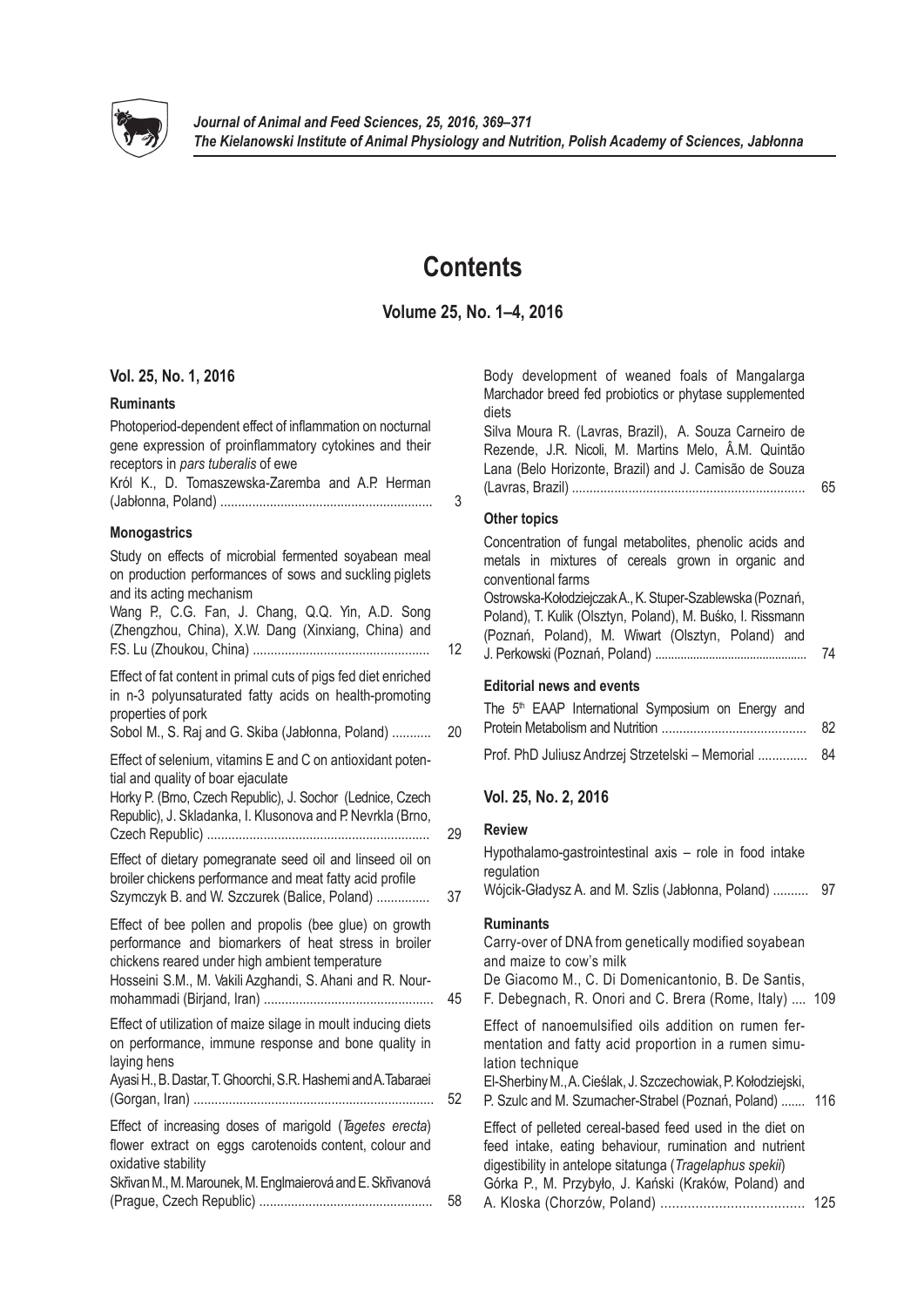# Contents

## Volume 25, No. 1–4, 2016

### Vol. 25, No. 1, 2016

#### Ruminants

Photoperiod-dependent effect of inflammation on nocturnal gene expression of proinflammatory cytokines and their receptors in *pars tuberalis* of ewe
Król K., D. Tomaszewska-Zaremba and A.P. Herman (Jabłonna, Poland) ........................................................... 3

#### Monogastrics

Study on effects of microbial fermented soyabean meal on production performances of sows and suckling piglets and its acting mechanism
Wang P., C.G. Fan, J. Chang, Q.Q. Yin, A.D. Song (Zhengzhou, China), X.W. Dang (Xinxiang, China) and F.S. Lu (Zhoukou, China) .................................................. 12

Effect of fat content in primal cuts of pigs fed diet enriched in n-3 polyunsaturated fatty acids on health-promoting properties of pork
Sobol M., S. Raj and G. Skiba (Jabłonna, Poland) ........... 20

Effect of selenium, vitamins E and C on antioxidant potential and quality of boar ejaculate
Horky P. (Brno, Czech Republic), J. Sochor (Lednice, Czech Republic), J. Skladanka, I. Klusonova and P. Nevrkla (Brno, Czech Republic) ............................................................... 29

Effect of dietary pomegranate seed oil and linseed oil on broiler chickens performance and meat fatty acid profile
Szymczyk B. and W. Szczurek (Balice, Poland) ............... 37

Effect of bee pollen and propolis (bee glue) on growth performance and biomarkers of heat stress in broiler chickens reared under high ambient temperature
Hosseini S.M., M. Vakili Azghandi, S. Ahani and R. Nourmohammadi (Birjand, Iran) ............................................... 45

Effect of utilization of maize silage in moult inducing diets on performance, immune response and bone quality in laying hens
Ayasi H., B. Dastar, T. Ghoorchi, S.R. Hashemi and A. Tabaraei (Gorgan, Iran) ................................................................... 52

Effect of increasing doses of marigold (*Tagetes erecta*) flower extract on eggs carotenoids content, colour and oxidative stability
Skřivan M., M. Marounek, M. Englmaierová and E. Skřivanová (Prague, Czech Republic) ................................................ 58

Body development of weaned foals of Mangalarga Marchador breed fed probiotics or phytase supplemented diets
Silva Moura R. (Lavras, Brazil), A. Souza Carneiro de Rezende, J.R. Nicoli, M. Martins Melo, Â.M. Quintão Lana (Belo Horizonte, Brazil) and J. Camisão de Souza (Lavras, Brazil) ................................................................. 65

#### Other topics

Concentration of fungal metabolites, phenolic acids and metals in mixtures of cereals grown in organic and conventional farms
Ostrowska-Kołodziejczak A., K. Stuper-Szablewska (Poznań, Poland), T. Kulik (Olsztyn, Poland), M. Buśko, I. Rissmann (Poznań, Poland), M. Wiwart (Olsztyn, Poland) and J. Perkowski (Poznań, Poland) ............................................. 74

#### Editorial news and events

The 5th EAAP International Symposium on Energy and Protein Metabolism and Nutrition ......................................... 82

Prof. PhD Juliusz Andrzej Strzetelski – Memorial .............. 84

### Vol. 25, No. 2, 2016

#### Review

Hypothalamo-gastrointestinal axis – role in food intake regulation
Wójcik-Gładysz A. and M. Szlis (Jabłonna, Poland) .......... 97

#### Ruminants

Carry-over of DNA from genetically modified soyabean and maize to cow's milk
De Giacomo M., C. Di Domenicantonio, B. De Santis, F. Debegnach, R. Onori and C. Brera (Rome, Italy) .... 109

Effect of nanoemulsified oils addition on rumen fermentation and fatty acid proportion in a rumen simulation technique
El-Sherbiny M., A. Cieślak, J. Szczechowiak, P. Kołodziejski, P. Szulc and M. Szumacher-Strabel (Poznań, Poland) ....... 116

Effect of pelleted cereal-based feed used in the diet on feed intake, eating behaviour, rumination and nutrient digestibility in antelope sitatunga (*Tragelaphus spekii*)
Górka P., M. Przybyło, J. Kański (Kraków, Poland) and A. Kloska (Chorzów, Poland) ..................................... 125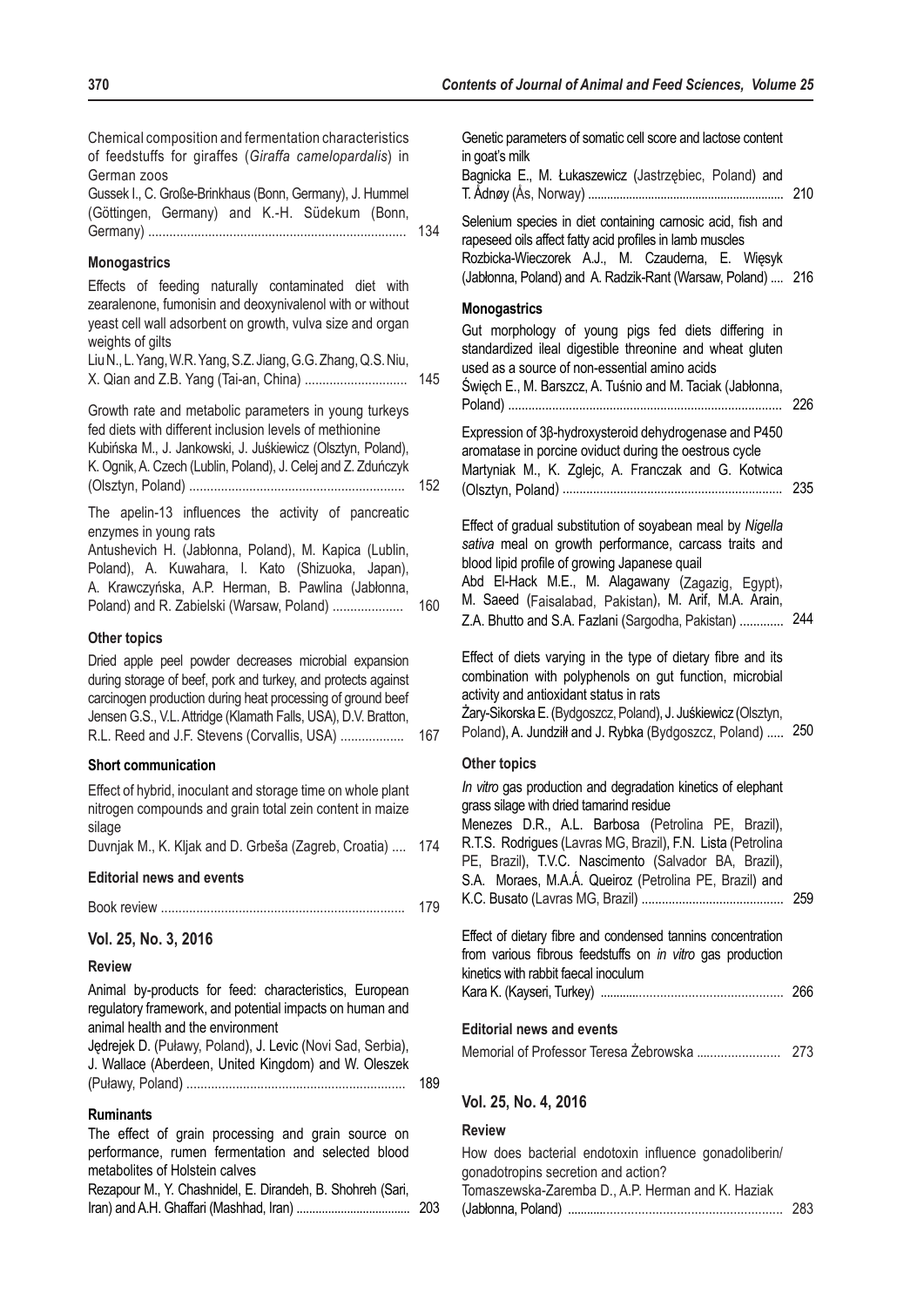Chemical composition and fermentation characteristics of feedstuffs for giraffes (*Giraffa camelopardalis*) in German zoos
Gussek I., C. Große-Brinkhaus (Bonn, Germany), J. Hummel (Göttingen, Germany) and K.-H. Südekum (Bonn, Germany) ........................................................................ 134

**Monogastrics**

Effects of feeding naturally contaminated diet with zearalenone, fumonisin and deoxynivalenol with or without yeast cell wall adsorbent on growth, vulva size and organ weights of gilts
Liu N., L. Yang, W.R. Yang, S.Z. Jiang, G.G. Zhang, Q.S. Niu, X. Qian and Z.B. Yang (Tai-an, China) ............................ 145

Growth rate and metabolic parameters in young turkeys fed diets with different inclusion levels of methionine
Kubińska M., J. Jankowski, J. Juśkiewicz (Olsztyn, Poland), K. Ognik, A. Czech (Lublin, Poland), J. Celej and Z. Zduńczyk (Olsztyn, Poland) ............................................................ 152

The apelin-13 influences the activity of pancreatic enzymes in young rats
Antushevich H. (Jabłonna, Poland), M. Kapica (Lublin, Poland), A. Kuwahara, I. Kato (Shizuoka, Japan), A. Krawczyńska, A.P. Herman, B. Pawlina (Jabłonna, Poland) and R. Zabielski (Warsaw, Poland) .................... 160

**Other topics**

Dried apple peel powder decreases microbial expansion during storage of beef, pork and turkey, and protects against carcinogen production during heat processing of ground beef
Jensen G.S., V.L. Attridge (Klamath Falls, USA), D.V. Bratton, R.L. Reed and J.F. Stevens (Corvallis, USA) .................. 167

**Short communication**

Effect of hybrid, inoculant and storage time on whole plant nitrogen compounds and grain total zein content in maize silage
Duvnjak M., K. Kljak and D. Grbeša (Zagreb, Croatia) .... 174

**Editorial news and events**

Book review .................................................................... 179

## Vol. 25, No. 3, 2016

**Review**

Animal by-products for feed: characteristics, European regulatory framework, and potential impacts on human and animal health and the environment
Jędrejek D. (Puławy, Poland), J. Levic (Novi Sad, Serbia), J. Wallace (Aberdeen, United Kingdom) and W. Oleszek (Puławy, Poland) ............................................................. 189

**Ruminants**

The effect of grain processing and grain source on performance, rumen fermentation and selected blood metabolites of Holstein calves
Rezapour M., Y. Chashnidel, E. Dirandeh, B. Shohreh (Sari, Iran) and A.H. Ghaffari (Mashhad, Iran) ................................... 203

Genetic parameters of somatic cell score and lactose content in goat's milk
Bagnicka E., M. Łukaszewicz (Jastrzębiec, Poland) and T. Ådnøy (Ås, Norway) ............................................................ 210

Selenium species in diet containing carnosic acid, fish and rapeseed oils affect fatty acid profiles in lamb muscles
Rozbicka-Wieczorek A.J., M. Czauderna, E. Więsyk (Jabłonna, Poland) and A. Radzik-Rant (Warsaw, Poland) .... 216

**Monogastrics**

Gut morphology of young pigs fed diets differing in standardized ileal digestible threonine and wheat gluten used as a source of non-essential amino acids
Święch E., M. Barszcz, A. Tuśnio and M. Taciak (Jabłonna, Poland) ................................................................................ 226

Expression of 3β-hydroxysteroid dehydrogenase and P450 aromatase in porcine oviduct during the oestrous cycle
Martyniak M., K. Zglejc, A. Franczak and G. Kotwica (Olsztyn, Poland) ................................................................ 235

Effect of gradual substitution of soyabean meal by *Nigella sativa* meal on growth performance, carcass traits and blood lipid profile of growing Japanese quail
Abd El-Hack M.E., M. Alagawany (Zagazig, Egypt), M. Saeed (Faisalabad, Pakistan), M. Arif, M.A. Arain, Z.A. Bhutto and S.A. Fazlani (Sargodha, Pakistan) ............. 244

Effect of diets varying in the type of dietary fibre and its combination with polyphenols on gut function, microbial activity and antioxidant status in rats
Żary-Sikorska E. (Bydgoszcz, Poland), J. Juśkiewicz (Olsztyn, Poland), A. Jundziłł and J. Rybka (Bydgoszcz, Poland) ..... 250

**Other topics**

*In vitro* gas production and degradation kinetics of elephant grass silage with dried tamarind residue
Menezes D.R., A.L. Barbosa (Petrolina PE, Brazil), R.T.S. Rodrigues (Lavras MG, Brazil), F.N. Lista (Petrolina PE, Brazil), T.V.C. Nascimento (Salvador BA, Brazil), S.A. Moraes, M.A.Á. Queiroz (Petrolina PE, Brazil) and K.C. Busato (Lavras MG, Brazil) .......................................... 259

Effect of dietary fibre and condensed tannins concentration from various fibrous feedstuffs on *in vitro* gas production kinetics with rabbit faecal inoculum
Kara K. (Kayseri, Turkey) ...................................................... 266

**Editorial news and events**

Memorial of Professor Teresa Żebrowska ........................ 273

## Vol. 25, No. 4, 2016

**Review**

How does bacterial endotoxin influence gonadoliberin/gonadotropins secretion and action?
Tomaszewska-Zaremba D., A.P. Herman and K. Haziak (Jabłonna, Poland) ............................................................. 283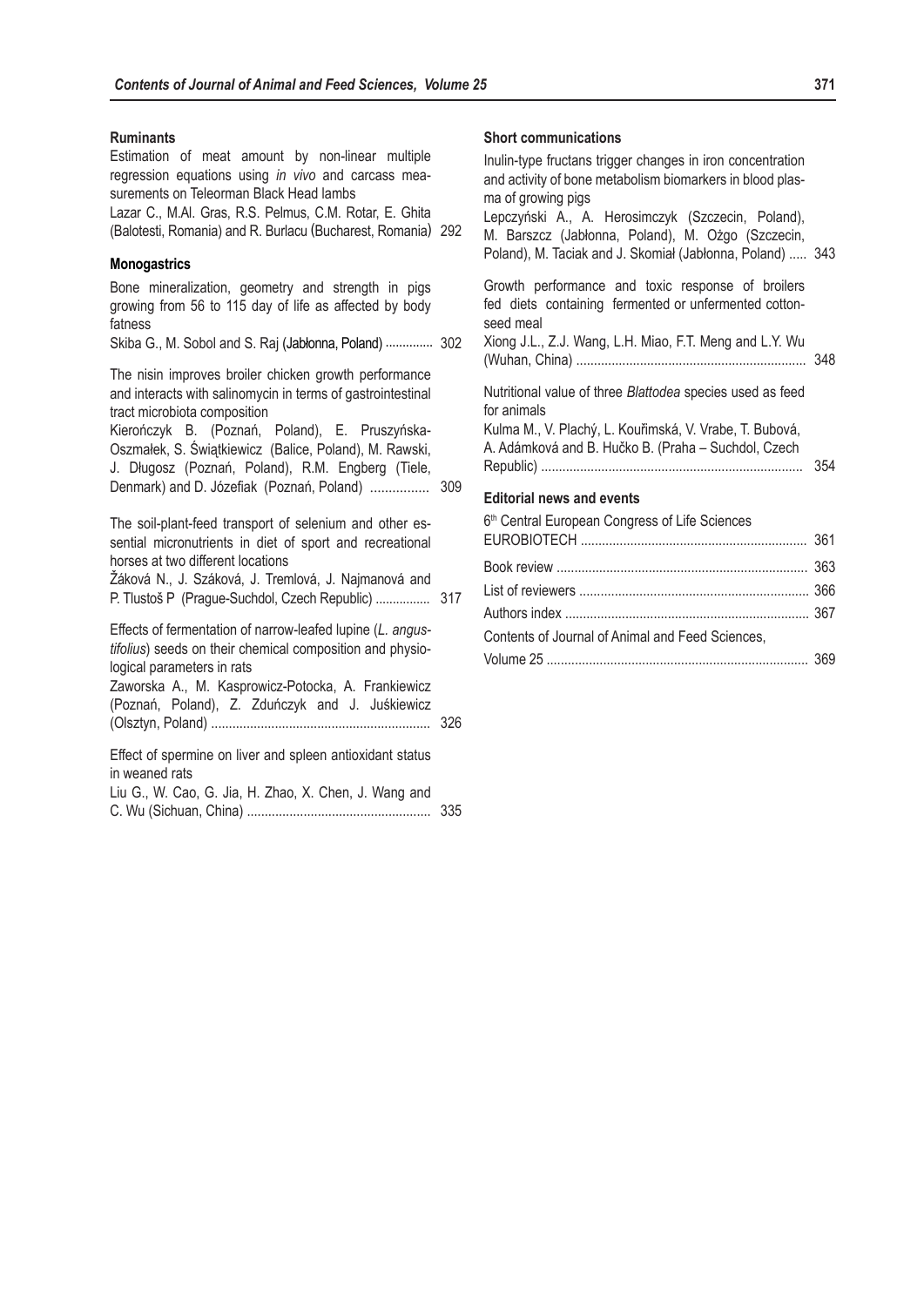### Ruminants

Estimation of meat amount by non-linear multiple regression equations using *in vivo* and carcass measurements on Teleorman Black Head lambs
Lazar C., M.Al. Gras, R.S. Pelmus, C.M. Rotar, E. Ghita (Balotesti, Romania) and R. Burlacu (Bucharest, Romania) 292

### Monogastrics

Bone mineralization, geometry and strength in pigs growing from 56 to 115 day of life as affected by body fatness
Skiba G., M. Sobol and S. Raj (Jabłonna, Poland) .............. 302

The nisin improves broiler chicken growth performance and interacts with salinomycin in terms of gastrointestinal tract microbiota composition
Kierończyk B. (Poznań, Poland), E. Pruszyńska-Oszmałek, S. Świątkiewicz (Balice, Poland), M. Rawski, J. Długosz (Poznań, Poland), R.M. Engberg (Tiele, Denmark) and D. Józefiak (Poznań, Poland) ................ 309

The soil-plant-feed transport of selenium and other essential micronutrients in diet of sport and recreational horses at two different locations
Žáková N., J. Száková, J. Tremlová, J. Najmanová and P. Tlustoš P (Prague-Suchdol, Czech Republic) ................ 317

Effects of fermentation of narrow-leafed lupine (*L. angustifolius*) seeds on their chemical composition and physiological parameters in rats
Zaworska A., M. Kasprowicz-Potocka, A. Frankiewicz (Poznań, Poland), Z. Zduńczyk and J. Juśkiewicz (Olsztyn, Poland) .............................................................. 326

Effect of spermine on liver and spleen antioxidant status in weaned rats
Liu G., W. Cao, G. Jia, H. Zhao, X. Chen, J. Wang and C. Wu (Sichuan, China) .................................................... 335

### Short communications

Inulin-type fructans trigger changes in iron concentration and activity of bone metabolism biomarkers in blood plasma of growing pigs
Lepczyński A., A. Herosimczyk (Szczecin, Poland), M. Barszcz (Jabłonna, Poland), M. Ożgo (Szczecin, Poland), M. Taciak and J. Skomiał (Jabłonna, Poland) ..... 343

Growth performance and toxic response of broilers fed diets containing fermented or unfermented cottonseed meal
Xiong J.L., Z.J. Wang, L.H. Miao, F.T. Meng and L.Y. Wu (Wuhan, China) ................................................................. 348

Nutritional value of three *Blattodea* species used as feed for animals
Kulma M., V. Plachý, L. Kouřimská, V. Vrabe, T. Bubová, A. Adámková and B. Hučko B. (Praha – Suchdol, Czech Republic) .......................................................................... 354

### Editorial news and events

6th Central European Congress of Life Sciences EUROBIOTECH ................................................................ 361

Book review ....................................................................... 363

List of reviewers ................................................................. 366

Authors index ..................................................................... 367

Contents of Journal of Animal and Feed Sciences, Volume 25 .......................................................................... 369